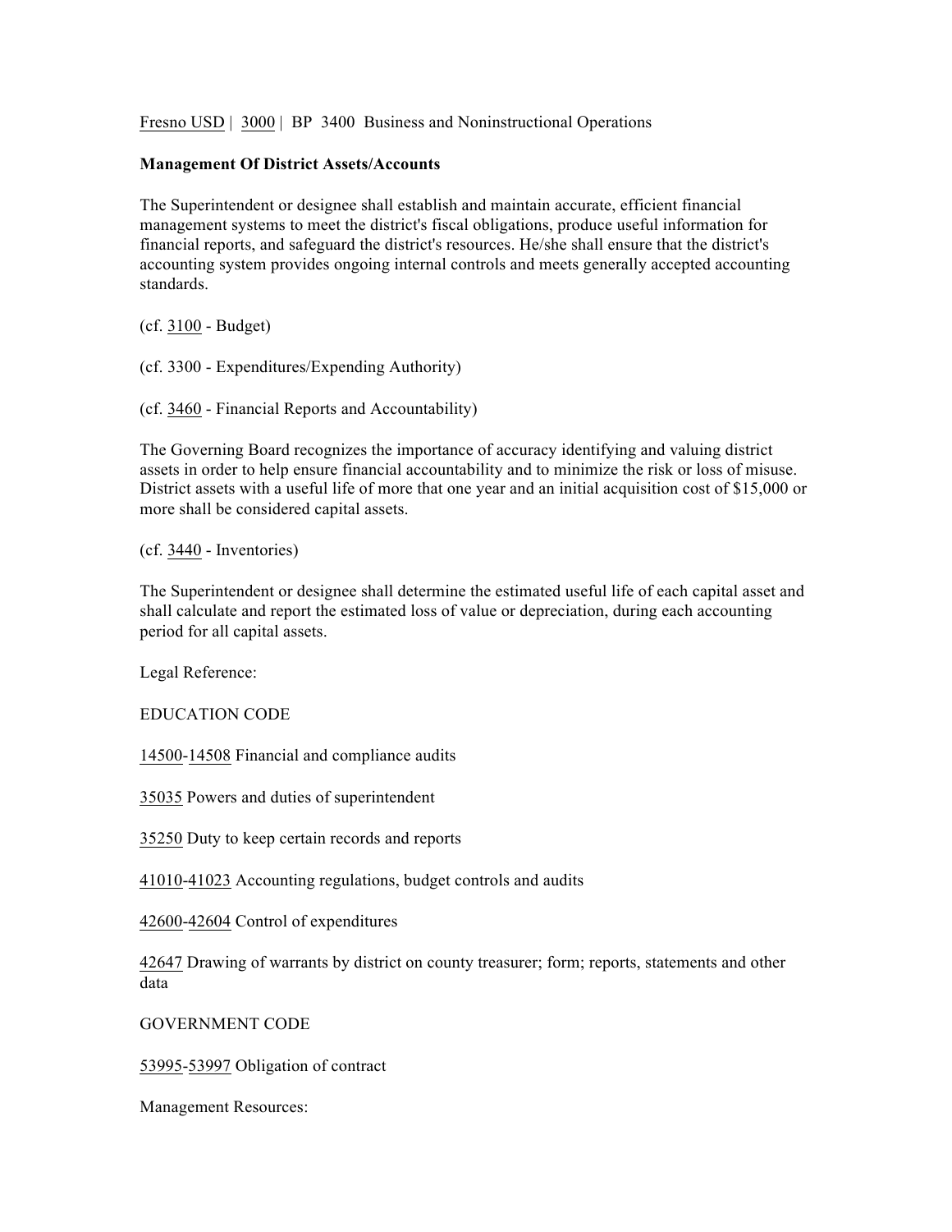Fresno USD | 3000 | BP 3400 Business and Noninstructional Operations

**Management Of District Assets/Accounts**

The Superintendent or designee shall establish and maintain accurate, efficient financial management systems to meet the district's fiscal obligations, produce useful information for financial reports, and safeguard the district's resources. He/she shall ensure that the district's accounting system provides ongoing internal controls and meets generally accepted accounting standards.

(cf. 3100 - Budget)

(cf. 3300 - Expenditures/Expending Authority)

(cf. 3460 - Financial Reports and Accountability)

The Governing Board recognizes the importance of accuracy identifying and valuing district assets in order to help ensure financial accountability and to minimize the risk or loss of misuse. District assets with a useful life of more that one year and an initial acquisition cost of $15,000 or more shall be considered capital assets.

(cf. 3440 - Inventories)

The Superintendent or designee shall determine the estimated useful life of each capital asset and shall calculate and report the estimated loss of value or depreciation, during each accounting period for all capital assets.

Legal Reference:

EDUCATION CODE

14500-14508 Financial and compliance audits

35035 Powers and duties of superintendent

35250 Duty to keep certain records and reports

41010-41023 Accounting regulations, budget controls and audits

42600-42604 Control of expenditures

42647 Drawing of warrants by district on county treasurer; form; reports, statements and other data

GOVERNMENT CODE

53995-53997 Obligation of contract

Management Resources: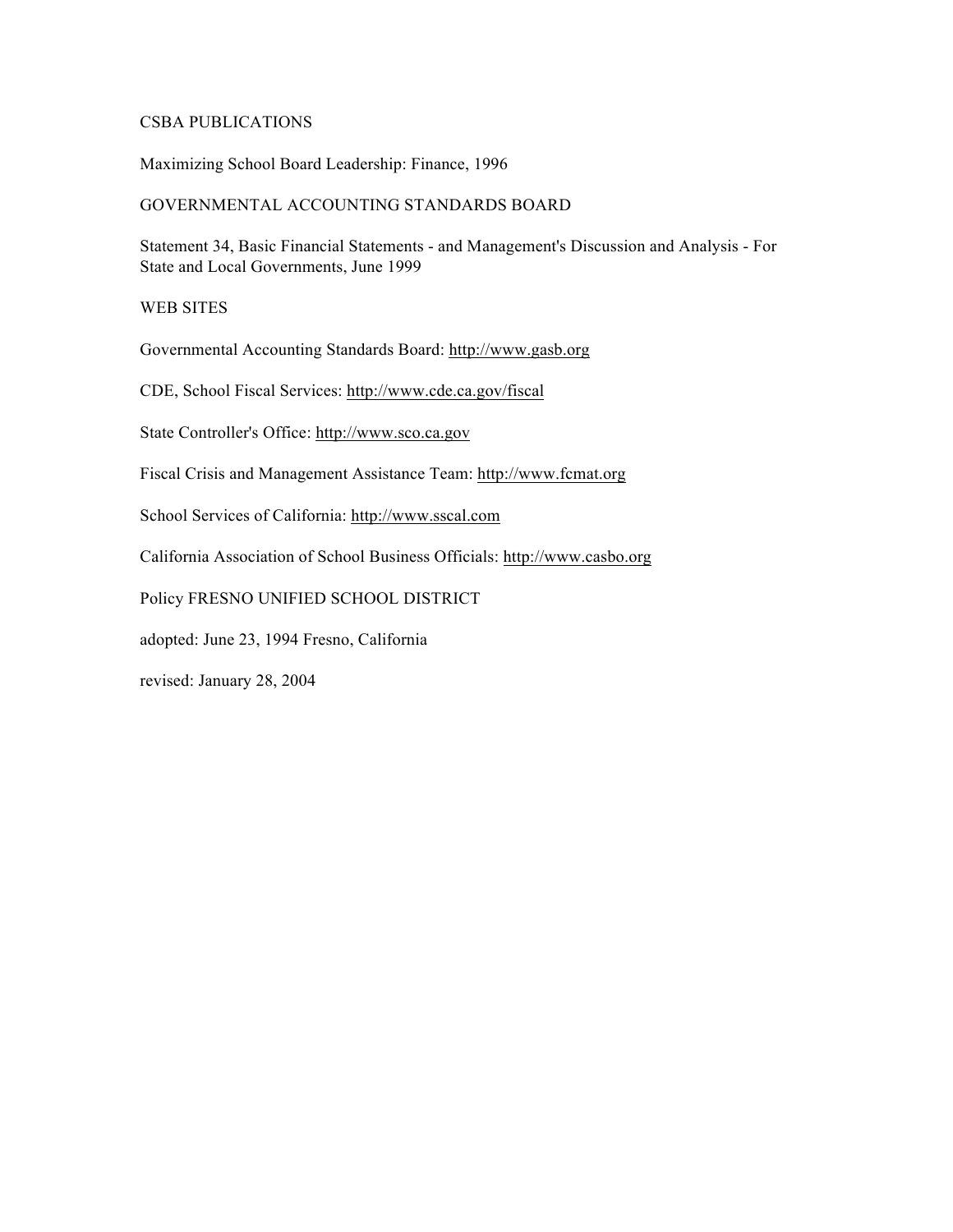CSBA PUBLICATIONS

Maximizing School Board Leadership: Finance, 1996

GOVERNMENTAL ACCOUNTING STANDARDS BOARD

Statement 34, Basic Financial Statements - and Management's Discussion and Analysis - For State and Local Governments, June 1999

WEB SITES

Governmental Accounting Standards Board: http://www.gasb.org

CDE, School Fiscal Services: http://www.cde.ca.gov/fiscal

State Controller's Office: http://www.sco.ca.gov

Fiscal Crisis and Management Assistance Team: http://www.fcmat.org

School Services of California: http://www.sscal.com

California Association of School Business Officials: http://www.casbo.org

Policy FRESNO UNIFIED SCHOOL DISTRICT

adopted: June 23, 1994 Fresno, California

revised: January 28, 2004